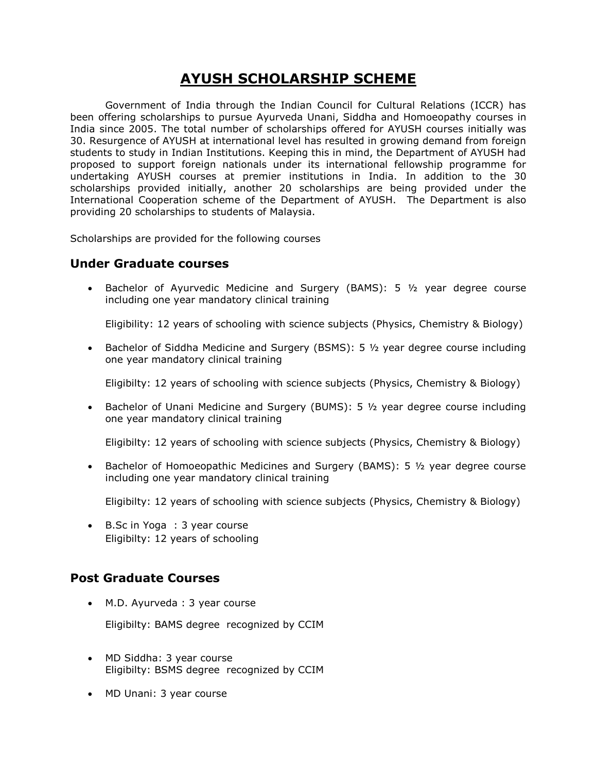# AYUSH SCHOLARSHIP SCHEME

Government of India through the Indian Council for Cultural Relations (ICCR) has been offering scholarships to pursue Ayurveda Unani, Siddha and Homoeopathy courses in India since 2005. The total number of scholarships offered for AYUSH courses initially was 30. Resurgence of AYUSH at international level has resulted in growing demand from foreign students to study in Indian Institutions. Keeping this in mind, the Department of AYUSH had proposed to support foreign nationals under its international fellowship programme for undertaking AYUSH courses at premier institutions in India. In addition to the 30 scholarships provided initially, another 20 scholarships are being provided under the International Cooperation scheme of the Department of AYUSH. The Department is also providing 20 scholarships to students of Malaysia.

Scholarships are provided for the following courses

## Under Graduate courses

- Bachelor of Ayurvedic Medicine and Surgery (BAMS): 5 ½ year degree course including one year mandatory clinical training

  Eligibility: 12 years of schooling with science subjects (Physics, Chemistry & Biology)

- Bachelor of Siddha Medicine and Surgery (BSMS): 5 ½ year degree course including one year mandatory clinical training

  Eligibilty: 12 years of schooling with science subjects (Physics, Chemistry & Biology)

- Bachelor of Unani Medicine and Surgery (BUMS): 5 ½ year degree course including one year mandatory clinical training

  Eligibilty: 12 years of schooling with science subjects (Physics, Chemistry & Biology)

- Bachelor of Homoeopathic Medicines and Surgery (BAMS): 5 ½ year degree course including one year mandatory clinical training

  Eligibilty: 12 years of schooling with science subjects (Physics, Chemistry & Biology)

- B.Sc in Yoga : 3 year course
  Eligibilty: 12 years of schooling

## Post Graduate Courses

- M.D. Ayurveda : 3 year course

  Eligibilty: BAMS degree recognized by CCIM

- MD Siddha: 3 year course
  Eligibilty: BSMS degree recognized by CCIM

- MD Unani: 3 year course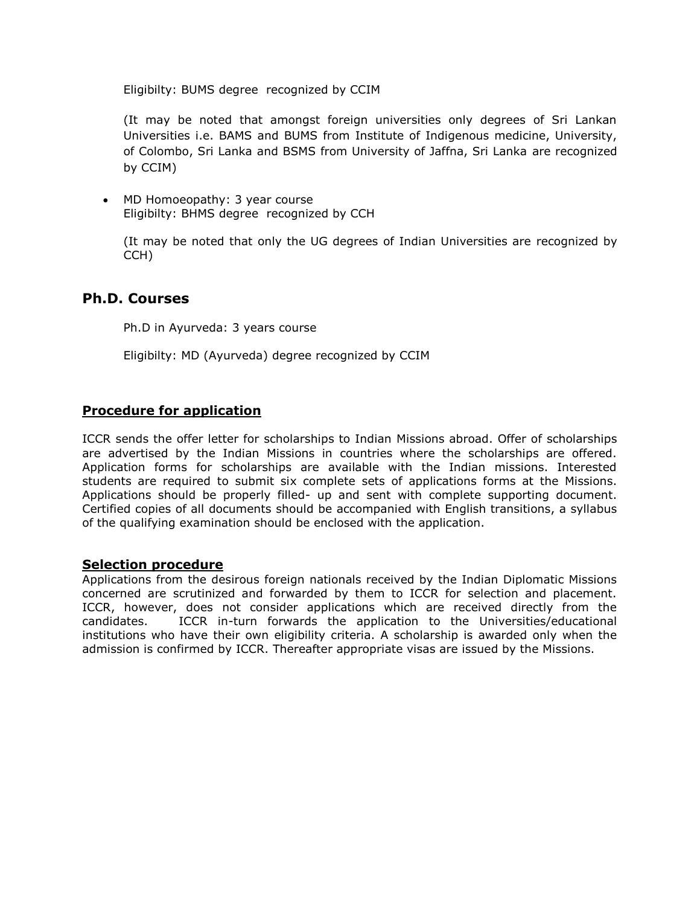Eligibilty: BUMS degree recognized by CCIM

(It may be noted that amongst foreign universities only degrees of Sri Lankan Universities i.e. BAMS and BUMS from Institute of Indigenous medicine, University, of Colombo, Sri Lanka and BSMS from University of Jaffna, Sri Lanka are recognized by CCIM)

- MD Homoeopathy: 3 year course
  Eligibilty: BHMS degree recognized by CCH

  (It may be noted that only the UG degrees of Indian Universities are recognized by CCH)

## Ph.D. Courses

Ph.D in Ayurveda: 3 years course

Eligibilty: MD (Ayurveda) degree recognized by CCIM

### Procedure for application

ICCR sends the offer letter for scholarships to Indian Missions abroad. Offer of scholarships are advertised by the Indian Missions in countries where the scholarships are offered. Application forms for scholarships are available with the Indian missions. Interested students are required to submit six complete sets of applications forms at the Missions. Applications should be properly filled- up and sent with complete supporting document. Certified copies of all documents should be accompanied with English transitions, a syllabus of the qualifying examination should be enclosed with the application.

### Selection procedure

Applications from the desirous foreign nationals received by the Indian Diplomatic Missions concerned are scrutinized and forwarded by them to ICCR for selection and placement. ICCR, however, does not consider applications which are received directly from the candidates. ICCR in-turn forwards the application to the Universities/educational institutions who have their own eligibility criteria. A scholarship is awarded only when the admission is confirmed by ICCR. Thereafter appropriate visas are issued by the Missions.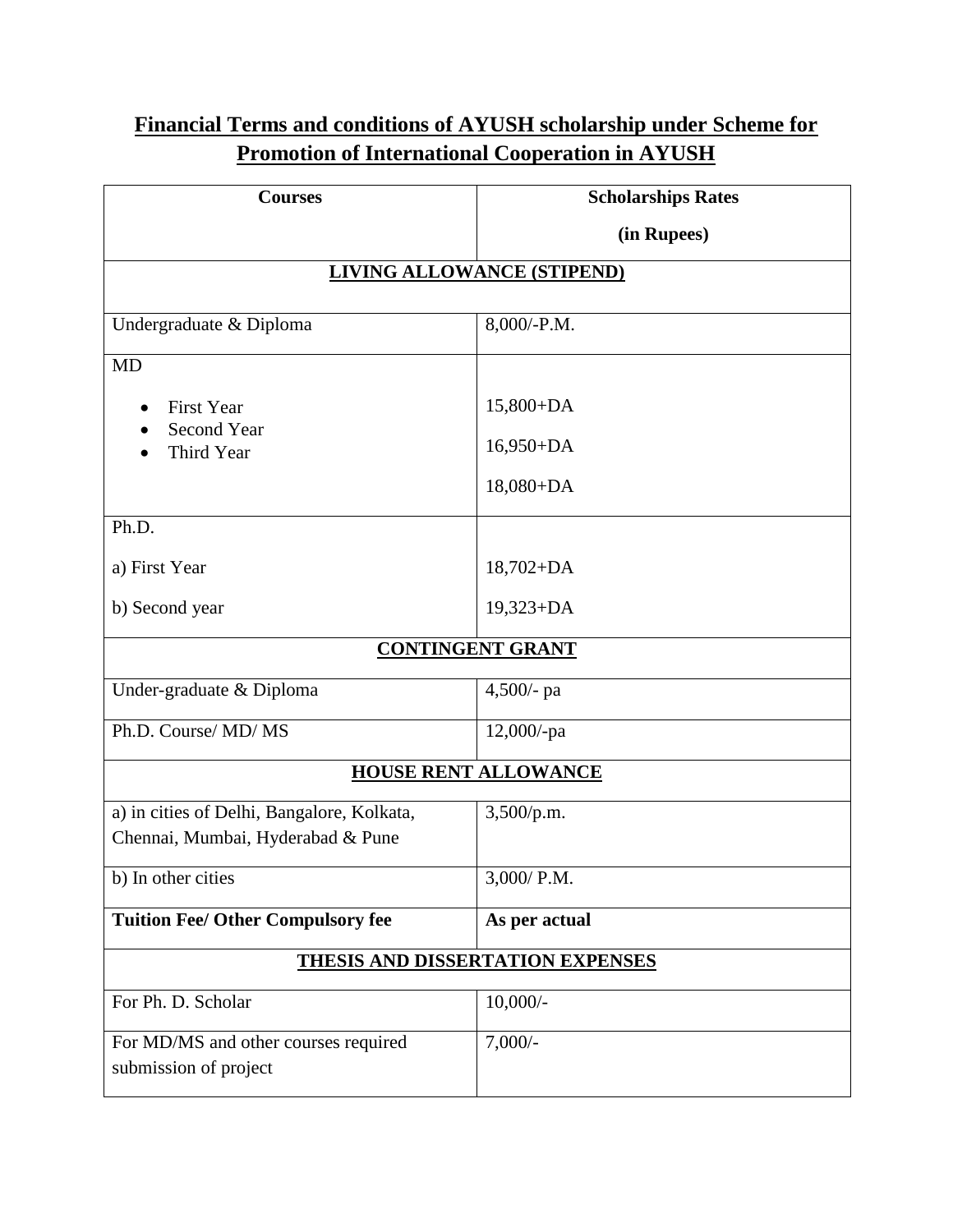## **Financial Terms and conditions of AYUSH scholarship under Scheme for Promotion of International Cooperation in AYUSH**

| **Courses** | **Scholarships Rates (in Rupees)** |
|---|---|
| **LIVING ALLOWANCE (STIPEND)** | |
| Undergraduate & Diploma | 8,000/-P.M. |
| MD | |
| • First Year | 15,800+DA |
| • Second Year | 16,950+DA |
| • Third Year | 18,080+DA |
| Ph.D. | |
| a) First Year | 18,702+DA |
| b) Second year | 19,323+DA |
| **CONTINGENT GRANT** | |
| Under-graduate & Diploma | 4,500/- pa |
| Ph.D. Course/ MD/ MS | 12,000/-pa |
| **HOUSE RENT ALLOWANCE** | |
| a) in cities of Delhi, Bangalore, Kolkata, Chennai, Mumbai, Hyderabad & Pune | 3,500/p.m. |
| b) In other cities | 3,000/ P.M. |
| **Tuition Fee/ Other Compulsory fee** | **As per actual** |
| **THESIS AND DISSERTATION EXPENSES** | |
| For Ph. D. Scholar | 10,000/- |
| For MD/MS and other courses required submission of project | 7,000/- |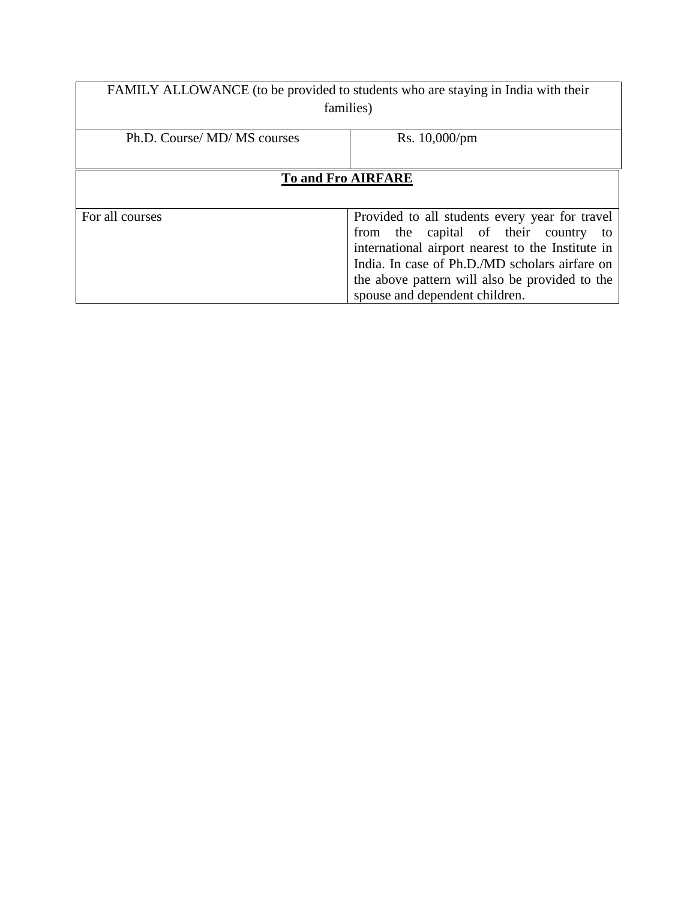| FAMILY ALLOWANCE (to be provided to students who are staying in India with their families) | |
|---|---|
| Ph.D. Course/ MD/ MS courses | Rs. 10,000/pm |
| **To and Fro AIRFARE** | |
| For all courses | Provided to all students every year for travel from the capital of their country to international airport nearest to the Institute in India. In case of Ph.D./MD scholars airfare on the above pattern will also be provided to the spouse and dependent children. |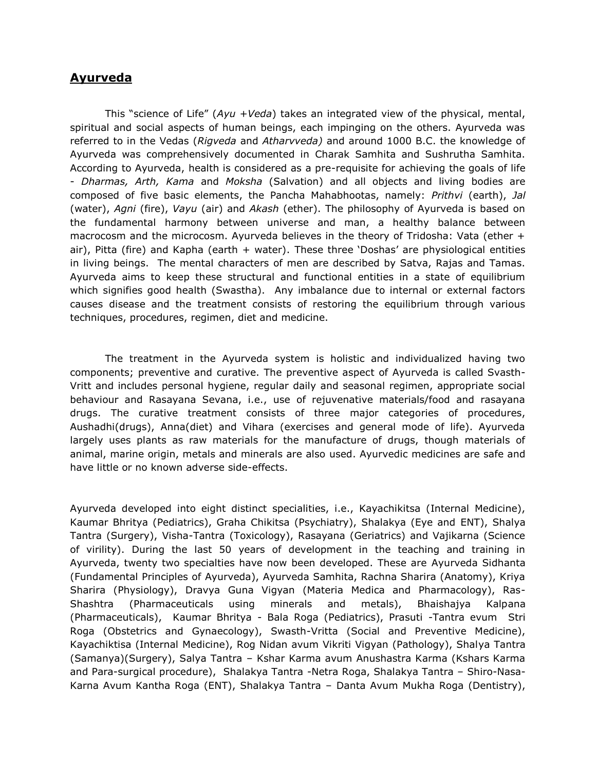## Ayurveda

This "science of Life" (*Ayu +Veda*) takes an integrated view of the physical, mental, spiritual and social aspects of human beings, each impinging on the others. Ayurveda was referred to in the Vedas (*Rigveda* and *Atharvveda)* and around 1000 B.C. the knowledge of Ayurveda was comprehensively documented in Charak Samhita and Sushrutha Samhita. According to Ayurveda, health is considered as a pre-requisite for achieving the goals of life - *Dharmas, Arth, Kama* and *Moksha* (Salvation) and all objects and living bodies are composed of five basic elements, the Pancha Mahabhootas, namely: *Prithvi* (earth), *Jal* (water), *Agni* (fire), *Vayu* (air) and *Akash* (ether). The philosophy of Ayurveda is based on the fundamental harmony between universe and man, a healthy balance between macrocosm and the microcosm. Ayurveda believes in the theory of Tridosha: Vata (ether + air), Pitta (fire) and Kapha (earth + water). These three 'Doshas' are physiological entities in living beings. The mental characters of men are described by Satva, Rajas and Tamas. Ayurveda aims to keep these structural and functional entities in a state of equilibrium which signifies good health (Swastha). Any imbalance due to internal or external factors causes disease and the treatment consists of restoring the equilibrium through various techniques, procedures, regimen, diet and medicine.

The treatment in the Ayurveda system is holistic and individualized having two components; preventive and curative. The preventive aspect of Ayurveda is called Svasth-Vritt and includes personal hygiene, regular daily and seasonal regimen, appropriate social behaviour and Rasayana Sevana, i.e., use of rejuvenative materials/food and rasayana drugs. The curative treatment consists of three major categories of procedures, Aushadhi(drugs), Anna(diet) and Vihara (exercises and general mode of life). Ayurveda largely uses plants as raw materials for the manufacture of drugs, though materials of animal, marine origin, metals and minerals are also used. Ayurvedic medicines are safe and have little or no known adverse side-effects.

Ayurveda developed into eight distinct specialities, i.e., Kayachikitsa (Internal Medicine), Kaumar Bhritya (Pediatrics), Graha Chikitsa (Psychiatry), Shalakya (Eye and ENT), Shalya Tantra (Surgery), Visha-Tantra (Toxicology), Rasayana (Geriatrics) and Vajikarna (Science of virility). During the last 50 years of development in the teaching and training in Ayurveda, twenty two specialties have now been developed. These are Ayurveda Sidhanta (Fundamental Principles of Ayurveda), Ayurveda Samhita, Rachna Sharira (Anatomy), Kriya Sharira (Physiology), Dravya Guna Vigyan (Materia Medica and Pharmacology), Ras-Shashtra (Pharmaceuticals using minerals and metals), Bhaishajya Kalpana (Pharmaceuticals), Kaumar Bhritya - Bala Roga (Pediatrics), Prasuti -Tantra evum Stri Roga (Obstetrics and Gynaecology), Swasth-Vritta (Social and Preventive Medicine), Kayachiktisa (Internal Medicine), Rog Nidan avum Vikriti Vigyan (Pathology), Shalya Tantra (Samanya)(Surgery), Salya Tantra – Kshar Karma avum Anushastra Karma (Kshars Karma and Para-surgical procedure), Shalakya Tantra -Netra Roga, Shalakya Tantra – Shiro-Nasa-Karna Avum Kantha Roga (ENT), Shalakya Tantra – Danta Avum Mukha Roga (Dentistry),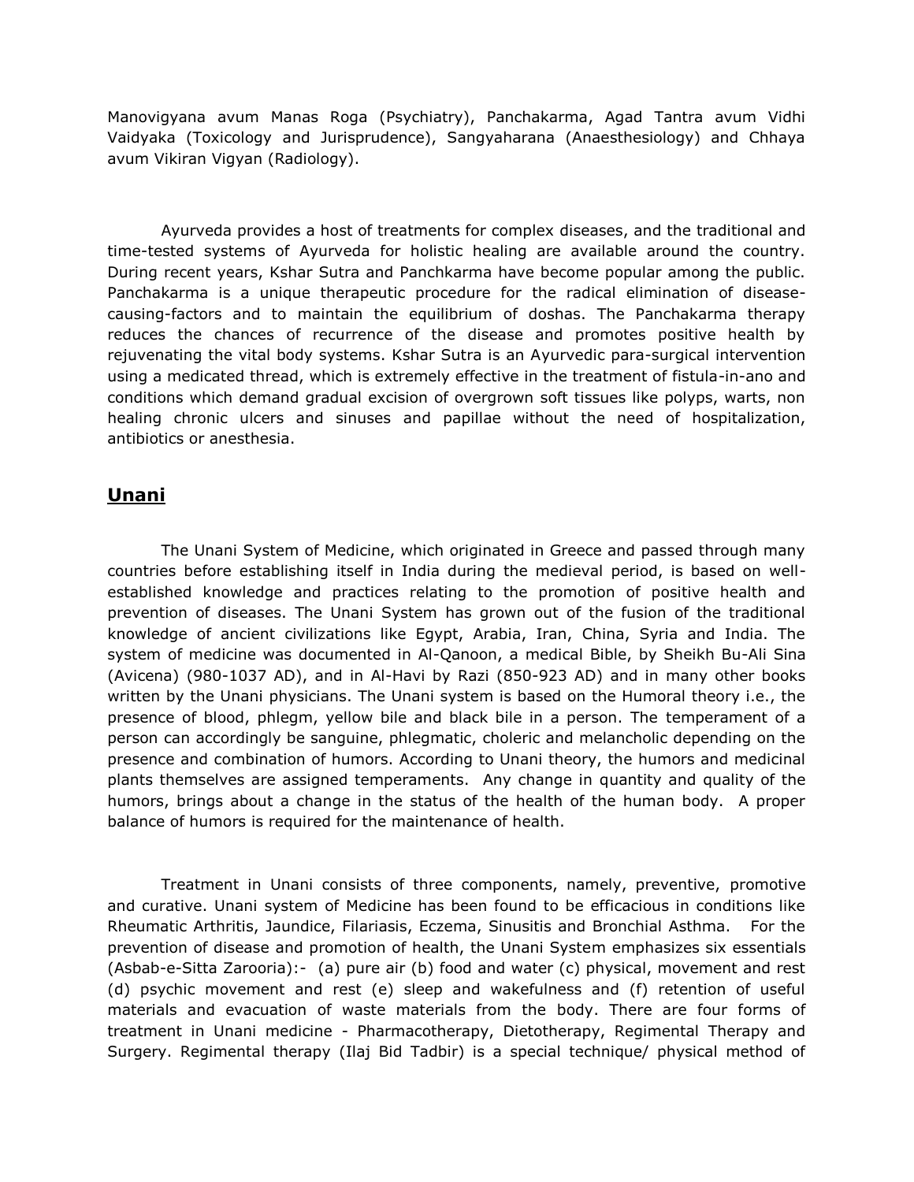Manovigyana avum Manas Roga (Psychiatry), Panchakarma, Agad Tantra avum Vidhi Vaidyaka (Toxicology and Jurisprudence), Sangyaharana (Anaesthesiology) and Chhaya avum Vikiran Vigyan (Radiology).

Ayurveda provides a host of treatments for complex diseases, and the traditional and time-tested systems of Ayurveda for holistic healing are available around the country. During recent years, Kshar Sutra and Panchkarma have become popular among the public. Panchakarma is a unique therapeutic procedure for the radical elimination of disease-causing-factors and to maintain the equilibrium of doshas. The Panchakarma therapy reduces the chances of recurrence of the disease and promotes positive health by rejuvenating the vital body systems. Kshar Sutra is an Ayurvedic para-surgical intervention using a medicated thread, which is extremely effective in the treatment of fistula-in-ano and conditions which demand gradual excision of overgrown soft tissues like polyps, warts, non healing chronic ulcers and sinuses and papillae without the need of hospitalization, antibiotics or anesthesia.

## Unani

The Unani System of Medicine, which originated in Greece and passed through many countries before establishing itself in India during the medieval period, is based on well-established knowledge and practices relating to the promotion of positive health and prevention of diseases. The Unani System has grown out of the fusion of the traditional knowledge of ancient civilizations like Egypt, Arabia, Iran, China, Syria and India. The system of medicine was documented in Al-Qanoon, a medical Bible, by Sheikh Bu-Ali Sina (Avicena) (980-1037 AD), and in Al-Havi by Razi (850-923 AD) and in many other books written by the Unani physicians. The Unani system is based on the Humoral theory i.e., the presence of blood, phlegm, yellow bile and black bile in a person. The temperament of a person can accordingly be sanguine, phlegmatic, choleric and melancholic depending on the presence and combination of humors. According to Unani theory, the humors and medicinal plants themselves are assigned temperaments. Any change in quantity and quality of the humors, brings about a change in the status of the health of the human body. A proper balance of humors is required for the maintenance of health.

Treatment in Unani consists of three components, namely, preventive, promotive and curative. Unani system of Medicine has been found to be efficacious in conditions like Rheumatic Arthritis, Jaundice, Filariasis, Eczema, Sinusitis and Bronchial Asthma. For the prevention of disease and promotion of health, the Unani System emphasizes six essentials (Asbab-e-Sitta Zarooria):- (a) pure air (b) food and water (c) physical, movement and rest (d) psychic movement and rest (e) sleep and wakefulness and (f) retention of useful materials and evacuation of waste materials from the body. There are four forms of treatment in Unani medicine - Pharmacotherapy, Dietotherapy, Regimental Therapy and Surgery. Regimental therapy (Ilaj Bid Tadbir) is a special technique/ physical method of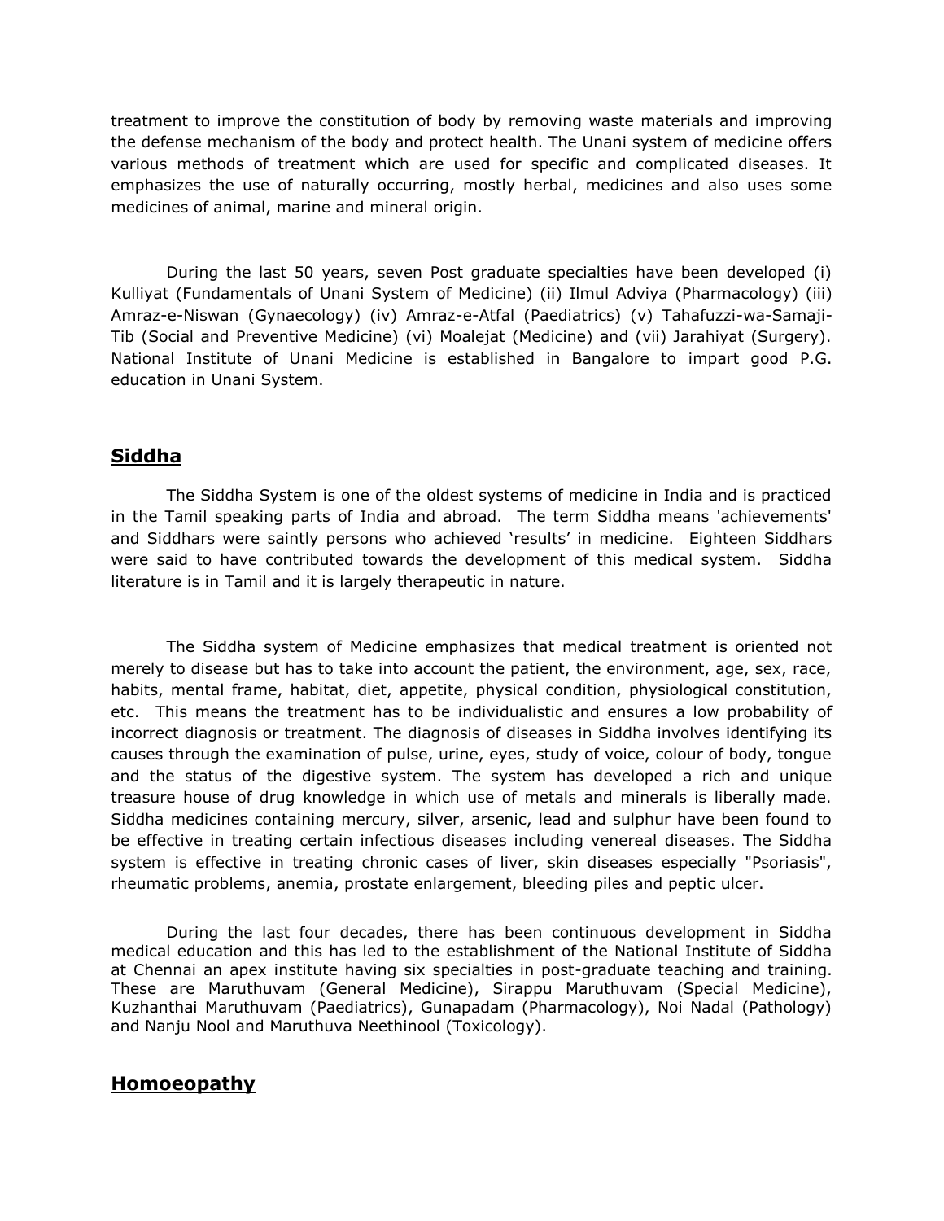treatment to improve the constitution of body by removing waste materials and improving the defense mechanism of the body and protect health. The Unani system of medicine offers various methods of treatment which are used for specific and complicated diseases. It emphasizes the use of naturally occurring, mostly herbal, medicines and also uses some medicines of animal, marine and mineral origin.

During the last 50 years, seven Post graduate specialties have been developed (i) Kulliyat (Fundamentals of Unani System of Medicine) (ii) Ilmul Adviya (Pharmacology) (iii) Amraz-e-Niswan (Gynaecology) (iv) Amraz-e-Atfal (Paediatrics) (v) Tahafuzzi-wa-Samaji-Tib (Social and Preventive Medicine) (vi) Moalejat (Medicine) and (vii) Jarahiyat (Surgery). National Institute of Unani Medicine is established in Bangalore to impart good P.G. education in Unani System.

## Siddha

The Siddha System is one of the oldest systems of medicine in India and is practiced in the Tamil speaking parts of India and abroad. The term Siddha means 'achievements' and Siddhars were saintly persons who achieved 'results' in medicine. Eighteen Siddhars were said to have contributed towards the development of this medical system. Siddha literature is in Tamil and it is largely therapeutic in nature.

The Siddha system of Medicine emphasizes that medical treatment is oriented not merely to disease but has to take into account the patient, the environment, age, sex, race, habits, mental frame, habitat, diet, appetite, physical condition, physiological constitution, etc. This means the treatment has to be individualistic and ensures a low probability of incorrect diagnosis or treatment. The diagnosis of diseases in Siddha involves identifying its causes through the examination of pulse, urine, eyes, study of voice, colour of body, tongue and the status of the digestive system. The system has developed a rich and unique treasure house of drug knowledge in which use of metals and minerals is liberally made. Siddha medicines containing mercury, silver, arsenic, lead and sulphur have been found to be effective in treating certain infectious diseases including venereal diseases. The Siddha system is effective in treating chronic cases of liver, skin diseases especially "Psoriasis", rheumatic problems, anemia, prostate enlargement, bleeding piles and peptic ulcer.

During the last four decades, there has been continuous development in Siddha medical education and this has led to the establishment of the National Institute of Siddha at Chennai an apex institute having six specialties in post-graduate teaching and training. These are Maruthuvam (General Medicine), Sirappu Maruthuvam (Special Medicine), Kuzhanthai Maruthuvam (Paediatrics), Gunapadam (Pharmacology), Noi Nadal (Pathology) and Nanju Nool and Maruthuva Neethinool (Toxicology).

## Homoeopathy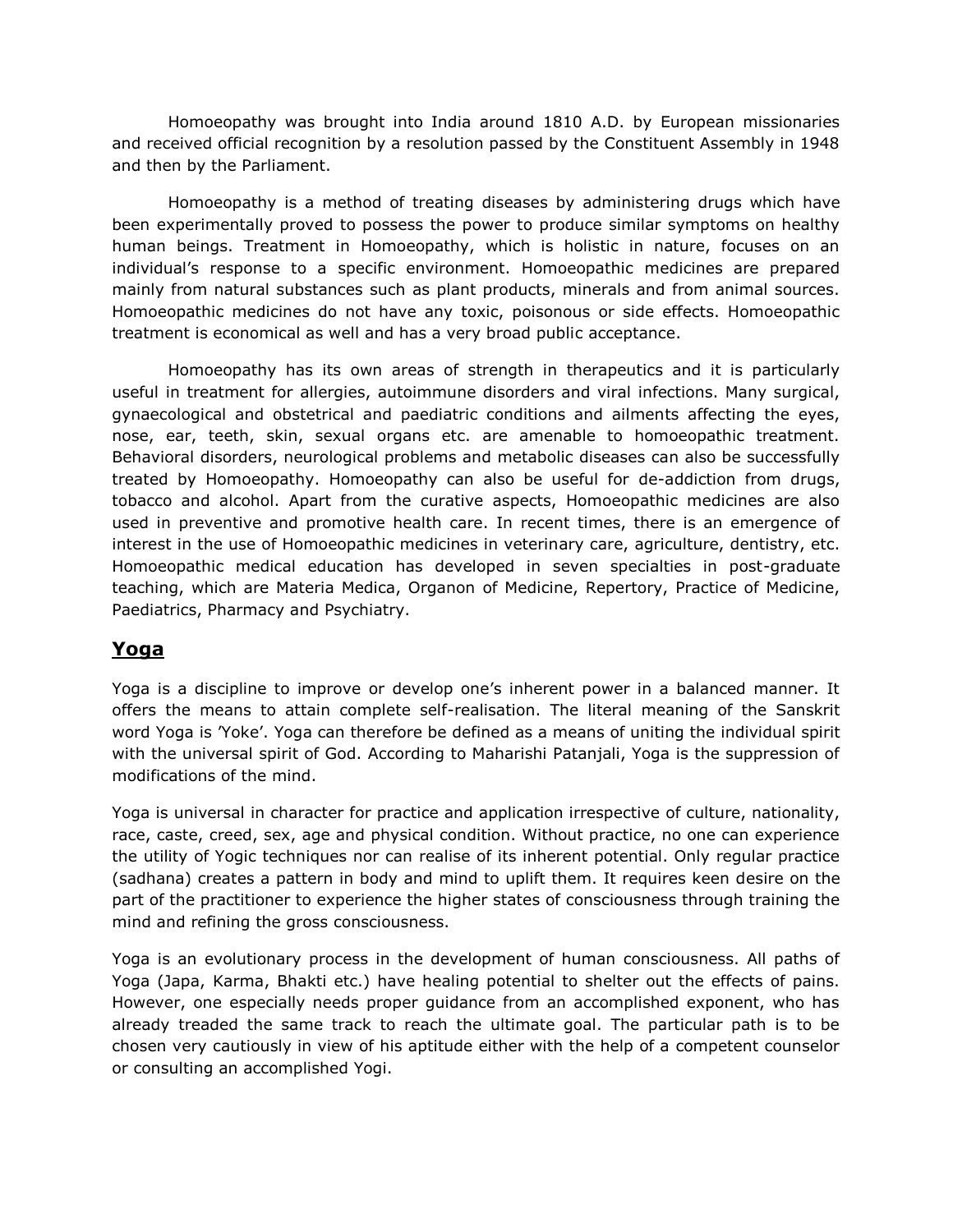Homoeopathy was brought into India around 1810 A.D. by European missionaries and received official recognition by a resolution passed by the Constituent Assembly in 1948 and then by the Parliament.

Homoeopathy is a method of treating diseases by administering drugs which have been experimentally proved to possess the power to produce similar symptoms on healthy human beings. Treatment in Homoeopathy, which is holistic in nature, focuses on an individual's response to a specific environment. Homoeopathic medicines are prepared mainly from natural substances such as plant products, minerals and from animal sources. Homoeopathic medicines do not have any toxic, poisonous or side effects. Homoeopathic treatment is economical as well and has a very broad public acceptance.

Homoeopathy has its own areas of strength in therapeutics and it is particularly useful in treatment for allergies, autoimmune disorders and viral infections. Many surgical, gynaecological and obstetrical and paediatric conditions and ailments affecting the eyes, nose, ear, teeth, skin, sexual organs etc. are amenable to homoeopathic treatment. Behavioral disorders, neurological problems and metabolic diseases can also be successfully treated by Homoeopathy. Homoeopathy can also be useful for de-addiction from drugs, tobacco and alcohol. Apart from the curative aspects, Homoeopathic medicines are also used in preventive and promotive health care. In recent times, there is an emergence of interest in the use of Homoeopathic medicines in veterinary care, agriculture, dentistry, etc. Homoeopathic medical education has developed in seven specialties in post-graduate teaching, which are Materia Medica, Organon of Medicine, Repertory, Practice of Medicine, Paediatrics, Pharmacy and Psychiatry.

## Yoga

Yoga is a discipline to improve or develop one's inherent power in a balanced manner. It offers the means to attain complete self-realisation. The literal meaning of the Sanskrit word Yoga is 'Yoke'. Yoga can therefore be defined as a means of uniting the individual spirit with the universal spirit of God. According to Maharishi Patanjali, Yoga is the suppression of modifications of the mind.

Yoga is universal in character for practice and application irrespective of culture, nationality, race, caste, creed, sex, age and physical condition. Without practice, no one can experience the utility of Yogic techniques nor can realise of its inherent potential. Only regular practice (sadhana) creates a pattern in body and mind to uplift them. It requires keen desire on the part of the practitioner to experience the higher states of consciousness through training the mind and refining the gross consciousness.

Yoga is an evolutionary process in the development of human consciousness. All paths of Yoga (Japa, Karma, Bhakti etc.) have healing potential to shelter out the effects of pains. However, one especially needs proper guidance from an accomplished exponent, who has already treaded the same track to reach the ultimate goal. The particular path is to be chosen very cautiously in view of his aptitude either with the help of a competent counselor or consulting an accomplished Yogi.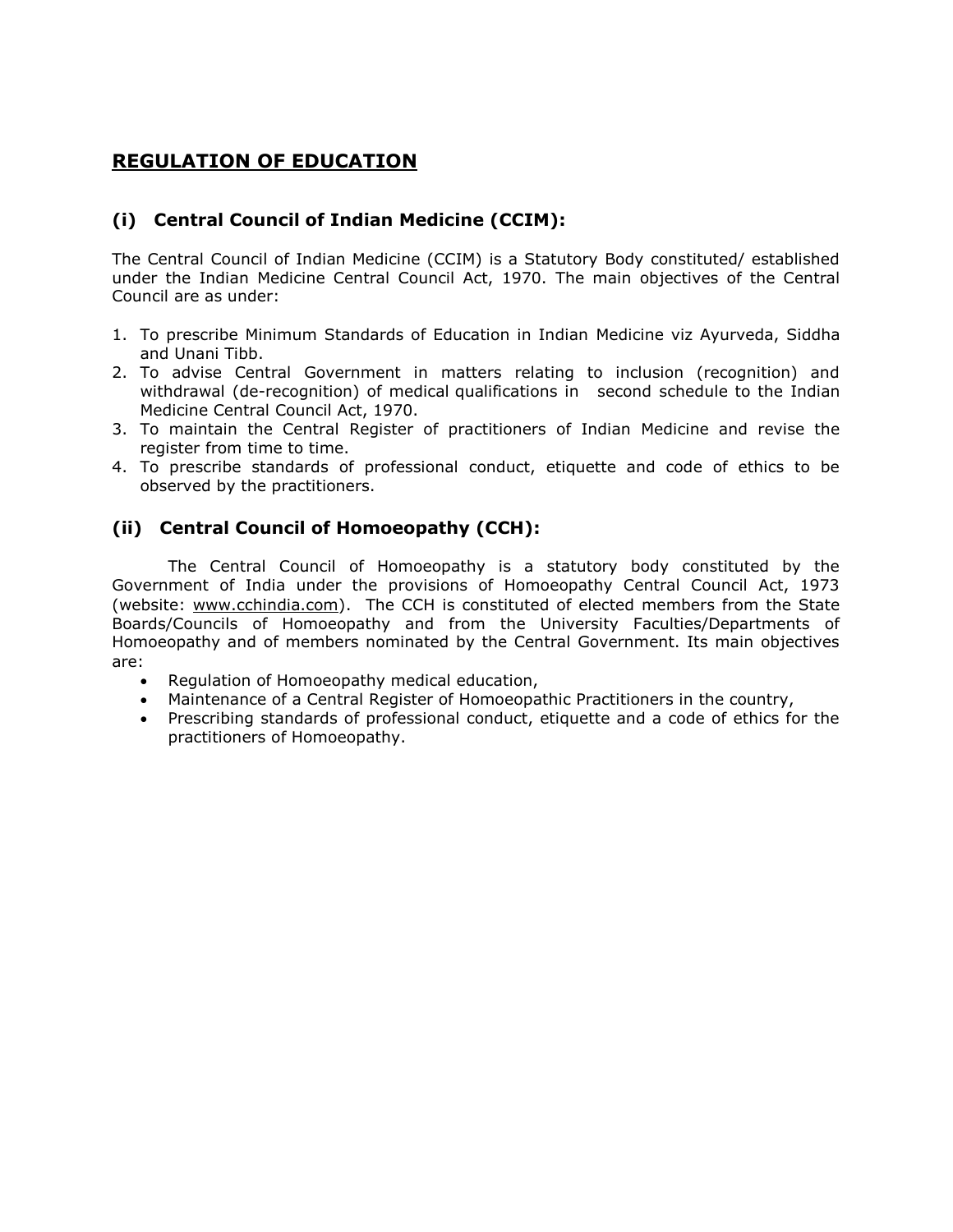## REGULATION OF EDUCATION

### (i) Central Council of Indian Medicine (CCIM):

The Central Council of Indian Medicine (CCIM) is a Statutory Body constituted/ established under the Indian Medicine Central Council Act, 1970. The main objectives of the Central Council are as under:

1. To prescribe Minimum Standards of Education in Indian Medicine viz Ayurveda, Siddha and Unani Tibb.
2. To advise Central Government in matters relating to inclusion (recognition) and withdrawal (de-recognition) of medical qualifications in second schedule to the Indian Medicine Central Council Act, 1970.
3. To maintain the Central Register of practitioners of Indian Medicine and revise the register from time to time.
4. To prescribe standards of professional conduct, etiquette and code of ethics to be observed by the practitioners.

### (ii) Central Council of Homoeopathy (CCH):

The Central Council of Homoeopathy is a statutory body constituted by the Government of India under the provisions of Homoeopathy Central Council Act, 1973 (website: www.cchindia.com). The CCH is constituted of elected members from the State Boards/Councils of Homoeopathy and from the University Faculties/Departments of Homoeopathy and of members nominated by the Central Government. Its main objectives are:

- Regulation of Homoeopathy medical education,
- Maintenance of a Central Register of Homoeopathic Practitioners in the country,
- Prescribing standards of professional conduct, etiquette and a code of ethics for the practitioners of Homoeopathy.